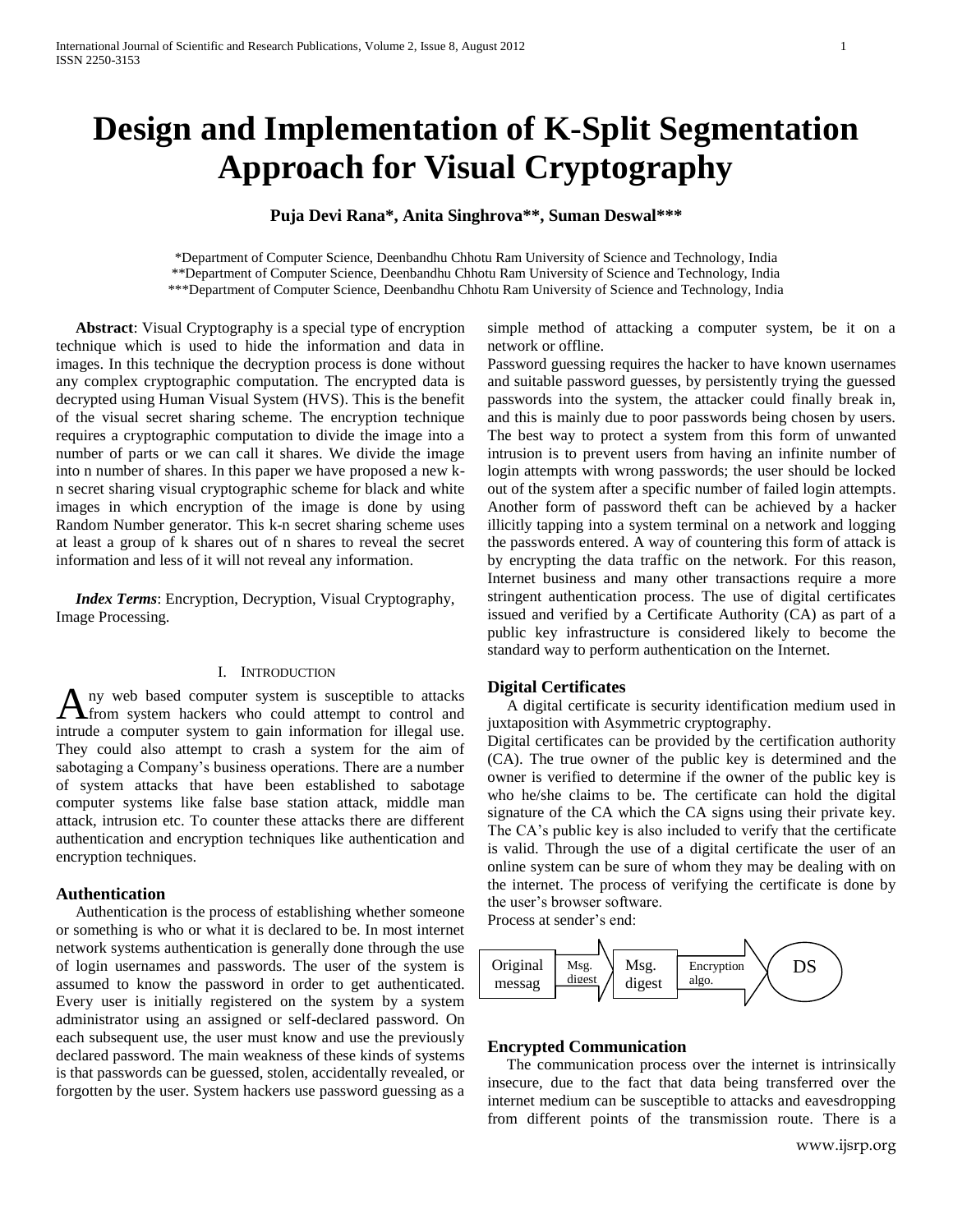# Design and Implementation of K-Split Segmentation Approach for Visual Cryptography

**Puja Devi Rana\*, Anita Singhrova\*\*, Suman Deswal\*\*\***

\*Department of Computer Science, Deenbandhu Chhotu Ram University of Science and Technology, India
\*\*Department of Computer Science, Deenbandhu Chhotu Ram University of Science and Technology, India
\*\*\*Department of Computer Science, Deenbandhu Chhotu Ram University of Science and Technology, India

**Abstract**: Visual Cryptography is a special type of encryption technique which is used to hide the information and data in images. In this technique the decryption process is done without any complex cryptographic computation. The encrypted data is decrypted using Human Visual System (HVS). This is the benefit of the visual secret sharing scheme. The encryption technique requires a cryptographic computation to divide the image into a number of parts or we can call it shares. We divide the image into n number of shares. In this paper we have proposed a new k-n secret sharing visual cryptographic scheme for black and white images in which encryption of the image is done by using Random Number generator. This k-n secret sharing scheme uses at least a group of k shares out of n shares to reveal the secret information and less of it will not reveal any information.

***Index Terms***: Encryption, Decryption, Visual Cryptography, Image Processing.

## I. Introduction

Any web based computer system is susceptible to attacks from system hackers who could attempt to control and intrude a computer system to gain information for illegal use. They could also attempt to crash a system for the aim of sabotaging a Company's business operations. There are a number of system attacks that have been established to sabotage computer systems like false base station attack, middle man attack, intrusion etc. To counter these attacks there are different authentication and encryption techniques like authentication and encryption techniques.

### Authentication

Authentication is the process of establishing whether someone or something is who or what it is declared to be. In most internet network systems authentication is generally done through the use of login usernames and passwords. The user of the system is assumed to know the password in order to get authenticated. Every user is initially registered on the system by a system administrator using an assigned or self-declared password. On each subsequent use, the user must know and use the previously declared password. The main weakness of these kinds of systems is that passwords can be guessed, stolen, accidentally revealed, or forgotten by the user. System hackers use password guessing as a simple method of attacking a computer system, be it on a network or offline.

Password guessing requires the hacker to have known usernames and suitable password guesses, by persistently trying the guessed passwords into the system, the attacker could finally break in, and this is mainly due to poor passwords being chosen by users. The best way to protect a system from this form of unwanted intrusion is to prevent users from having an infinite number of login attempts with wrong passwords; the user should be locked out of the system after a specific number of failed login attempts. Another form of password theft can be achieved by a hacker illicitly tapping into a system terminal on a network and logging the passwords entered. A way of countering this form of attack is by encrypting the data traffic on the network. For this reason, Internet business and many other transactions require a more stringent authentication process. The use of digital certificates issued and verified by a Certificate Authority (CA) as part of a public key infrastructure is considered likely to become the standard way to perform authentication on the Internet.

### Digital Certificates

A digital certificate is security identification medium used in juxtaposition with Asymmetric cryptography.

Digital certificates can be provided by the certification authority (CA). The true owner of the public key is determined and the owner is verified to determine if the owner of the public key is who he/she claims to be. The certificate can hold the digital signature of the CA which the CA signs using their private key. The CA's public key is also included to verify that the certificate is valid. Through the use of a digital certificate the user of an online system can be sure of whom they may be dealing with on the internet. The process of verifying the certificate is done by the user's browser software.

Process at sender's end:

Original messag → Msg. digest → Msg. digest → Encryption algo. → DS

### Encrypted Communication

The communication process over the internet is intrinsically insecure, due to the fact that data being transferred over the internet medium can be susceptible to attacks and eavesdropping from different points of the transmission route. There is a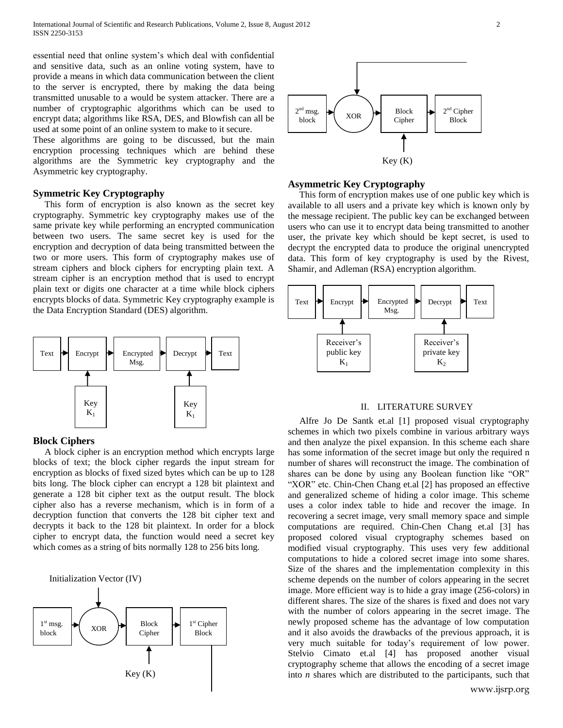essential need that online system's which deal with confidential and sensitive data, such as an online voting system, have to provide a means in which data communication between the client to the server is encrypted, there by making the data being transmitted unusable to a would be system attacker. There are a number of cryptographic algorithms which can be used to encrypt data; algorithms like RSA, DES, and Blowfish can all be used at some point of an online system to make to it secure.

These algorithms are going to be discussed, but the main encryption processing techniques which are behind these algorithms are the Symmetric key cryptography and the Asymmetric key cryptography.

### Symmetric Key Cryptography

This form of encryption is also known as the secret key cryptography. Symmetric key cryptography makes use of the same private key while performing an encrypted communication between two users. The same secret key is used for the encryption and decryption of data being transmitted between the two or more users. This form of cryptography makes use of stream ciphers and block ciphers for encrypting plain text. A stream cipher is an encryption method that is used to encrypt plain text or digits one character at a time while block ciphers encrypts blocks of data. Symmetric Key cryptography example is the Data Encryption Standard (DES) algorithm.

Text → Encrypt → Encrypted Msg. → Decrypt → Text

Key $K_1$ (Encrypt), Key $K_1$ (Decrypt)

### Block Ciphers

A block cipher is an encryption method which encrypts large blocks of text; the block cipher regards the input stream for encryption as blocks of fixed sized bytes which can be up to 128 bits long. The block cipher can encrypt a 128 bit plaintext and generate a 128 bit cipher text as the output result. The block cipher also has a reverse mechanism, which is in form of a decryption function that converts the 128 bit cipher text and decrypts it back to the 128 bit plaintext. In order for a block cipher to encrypt data, the function would need a secret key which comes as a string of bits normally 128 to 256 bits long.

Initialization Vector (IV)

1st msg. block → XOR → Block Cipher → 1st Cipher Block

Key (K)

2nd msg. block → XOR → Block Cipher → 2nd Cipher Block

Key (K)

### Asymmetric Key Cryptography

This form of encryption makes use of one public key which is available to all users and a private key which is known only by the message recipient. The public key can be exchanged between users who can use it to encrypt data being transmitted to another user, the private key which should be kept secret, is used to decrypt the encrypted data to produce the original unencrypted data. This form of key cryptography is used by the Rivest, Shamir, and Adleman (RSA) encryption algorithm.

Text → Encrypt → Encrypted Msg. → Decrypt → Text

Receiver's public key $K_1$ (Encrypt), Receiver's private key $K_2$ (Decrypt)

## II. LITERATURE SURVEY

Alfre Jo De Santk et.al [1] proposed visual cryptography schemes in which two pixels combine in various arbitrary ways and then analyze the pixel expansion. In this scheme each share has some information of the secret image but only the required n number of shares will reconstruct the image. The combination of shares can be done by using any Boolean function like "OR" "XOR" etc. Chin-Chen Chang et.al [2] has proposed an effective and generalized scheme of hiding a color image. This scheme uses a color index table to hide and recover the image. In recovering a secret image, very small memory space and simple computations are required. Chin-Chen Chang et.al [3] has proposed colored visual cryptography schemes based on modified visual cryptography. This uses very few additional computations to hide a colored secret image into some shares. Size of the shares and the implementation complexity in this scheme depends on the number of colors appearing in the secret image. More efficient way is to hide a gray image (256-colors) in different shares. The size of the shares is fixed and does not vary with the number of colors appearing in the secret image. The newly proposed scheme has the advantage of low computation and it also avoids the drawbacks of the previous approach, it is very much suitable for today's requirement of low power. Stelvio Cimato et.al [4] has proposed another visual cryptography scheme that allows the encoding of a secret image into *n* shares which are distributed to the participants, such that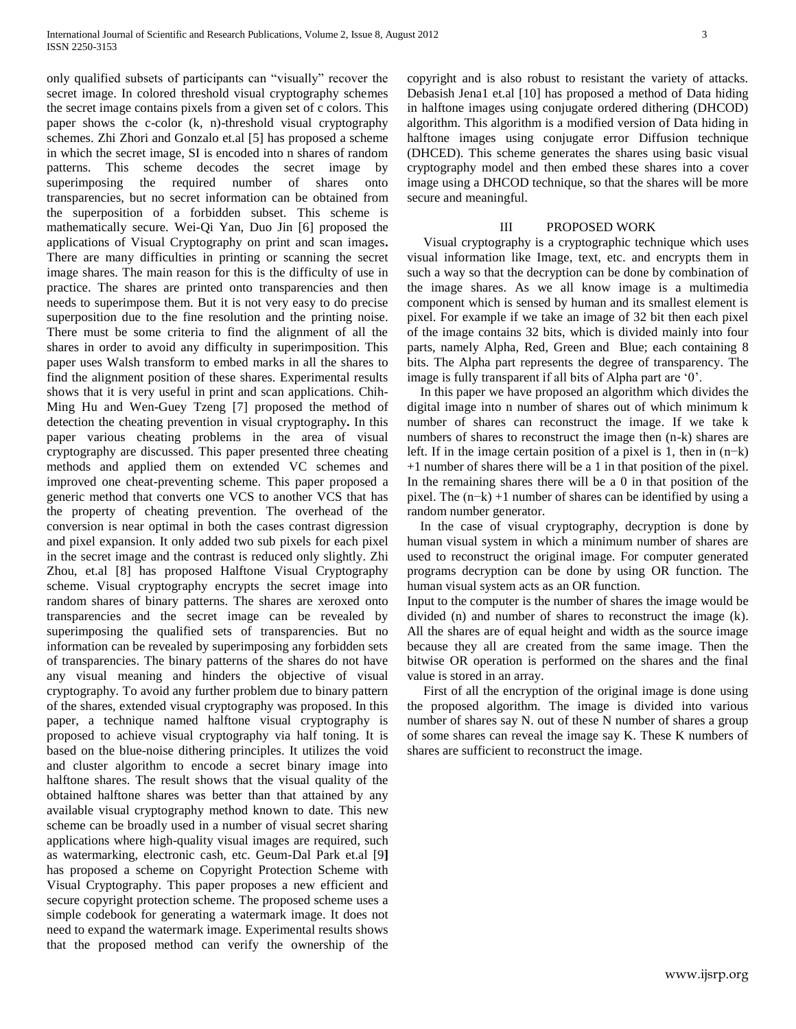only qualified subsets of participants can "visually" recover the secret image. In colored threshold visual cryptography schemes the secret image contains pixels from a given set of c colors. This paper shows the c-color (k, n)-threshold visual cryptography schemes. Zhi Zhori and Gonzalo et.al [5] has proposed a scheme in which the secret image, SI is encoded into n shares of random patterns. This scheme decodes the secret image by superimposing the required number of shares onto transparencies, but no secret information can be obtained from the superposition of a forbidden subset. This scheme is mathematically secure. Wei-Qi Yan, Duo Jin [6] proposed the applications of Visual Cryptography on print and scan images**.** There are many difficulties in printing or scanning the secret image shares. The main reason for this is the difficulty of use in practice. The shares are printed onto transparencies and then needs to superimpose them. But it is not very easy to do precise superposition due to the fine resolution and the printing noise. There must be some criteria to find the alignment of all the shares in order to avoid any difficulty in superimposition. This paper uses Walsh transform to embed marks in all the shares to find the alignment position of these shares. Experimental results shows that it is very useful in print and scan applications. Chih-Ming Hu and Wen-Guey Tzeng [7] proposed the method of detection the cheating prevention in visual cryptography**.** In this paper various cheating problems in the area of visual cryptography are discussed. This paper presented three cheating methods and applied them on extended VC schemes and improved one cheat-preventing scheme. This paper proposed a generic method that converts one VCS to another VCS that has the property of cheating prevention. The overhead of the conversion is near optimal in both the cases contrast digression and pixel expansion. It only added two sub pixels for each pixel in the secret image and the contrast is reduced only slightly. Zhi Zhou, et.al [8] has proposed Halftone Visual Cryptography scheme. Visual cryptography encrypts the secret image into random shares of binary patterns. The shares are xeroxed onto transparencies and the secret image can be revealed by superimposing the qualified sets of transparencies. But no information can be revealed by superimposing any forbidden sets of transparencies. The binary patterns of the shares do not have any visual meaning and hinders the objective of visual cryptography. To avoid any further problem due to binary pattern of the shares, extended visual cryptography was proposed. In this paper, a technique named halftone visual cryptography is proposed to achieve visual cryptography via half toning. It is based on the blue-noise dithering principles. It utilizes the void and cluster algorithm to encode a secret binary image into halftone shares. The result shows that the visual quality of the obtained halftone shares was better than that attained by any available visual cryptography method known to date. This new scheme can be broadly used in a number of visual secret sharing applications where high-quality visual images are required, such as watermarking, electronic cash, etc. Geum-Dal Park et.al [9**]** has proposed a scheme on Copyright Protection Scheme with Visual Cryptography. This paper proposes a new efficient and secure copyright protection scheme. The proposed scheme uses a simple codebook for generating a watermark image. It does not need to expand the watermark image. Experimental results shows that the proposed method can verify the ownership of the copyright and is also robust to resistant the variety of attacks. Debasish Jena1 et.al [10] has proposed a method of Data hiding in halftone images using conjugate ordered dithering (DHCOD) algorithm. This algorithm is a modified version of Data hiding in halftone images using conjugate error Diffusion technique (DHCED). This scheme generates the shares using basic visual cryptography model and then embed these shares into a cover image using a DHCOD technique, so that the shares will be more secure and meaningful.

## III PROPOSED WORK

Visual cryptography is a cryptographic technique which uses visual information like Image, text, etc. and encrypts them in such a way so that the decryption can be done by combination of the image shares. As we all know image is a multimedia component which is sensed by human and its smallest element is pixel. For example if we take an image of 32 bit then each pixel of the image contains 32 bits, which is divided mainly into four parts, namely Alpha, Red, Green and Blue; each containing 8 bits. The Alpha part represents the degree of transparency. The image is fully transparent if all bits of Alpha part are '0'.

In this paper we have proposed an algorithm which divides the digital image into n number of shares out of which minimum k number of shares can reconstruct the image. If we take k numbers of shares to reconstruct the image then (n-k) shares are left. If in the image certain position of a pixel is 1, then in $(n-k)+1$ number of shares there will be a 1 in that position of the pixel. In the remaining shares there will be a 0 in that position of the pixel. The $(n-k)+1$ number of shares can be identified by using a random number generator.

In the case of visual cryptography, decryption is done by human visual system in which a minimum number of shares are used to reconstruct the original image. For computer generated programs decryption can be done by using OR function. The human visual system acts as an OR function.

Input to the computer is the number of shares the image would be divided (n) and number of shares to reconstruct the image (k). All the shares are of equal height and width as the source image because they all are created from the same image. Then the bitwise OR operation is performed on the shares and the final value is stored in an array.

First of all the encryption of the original image is done using the proposed algorithm. The image is divided into various number of shares say N. out of these N number of shares a group of some shares can reveal the image say K. These K numbers of shares are sufficient to reconstruct the image.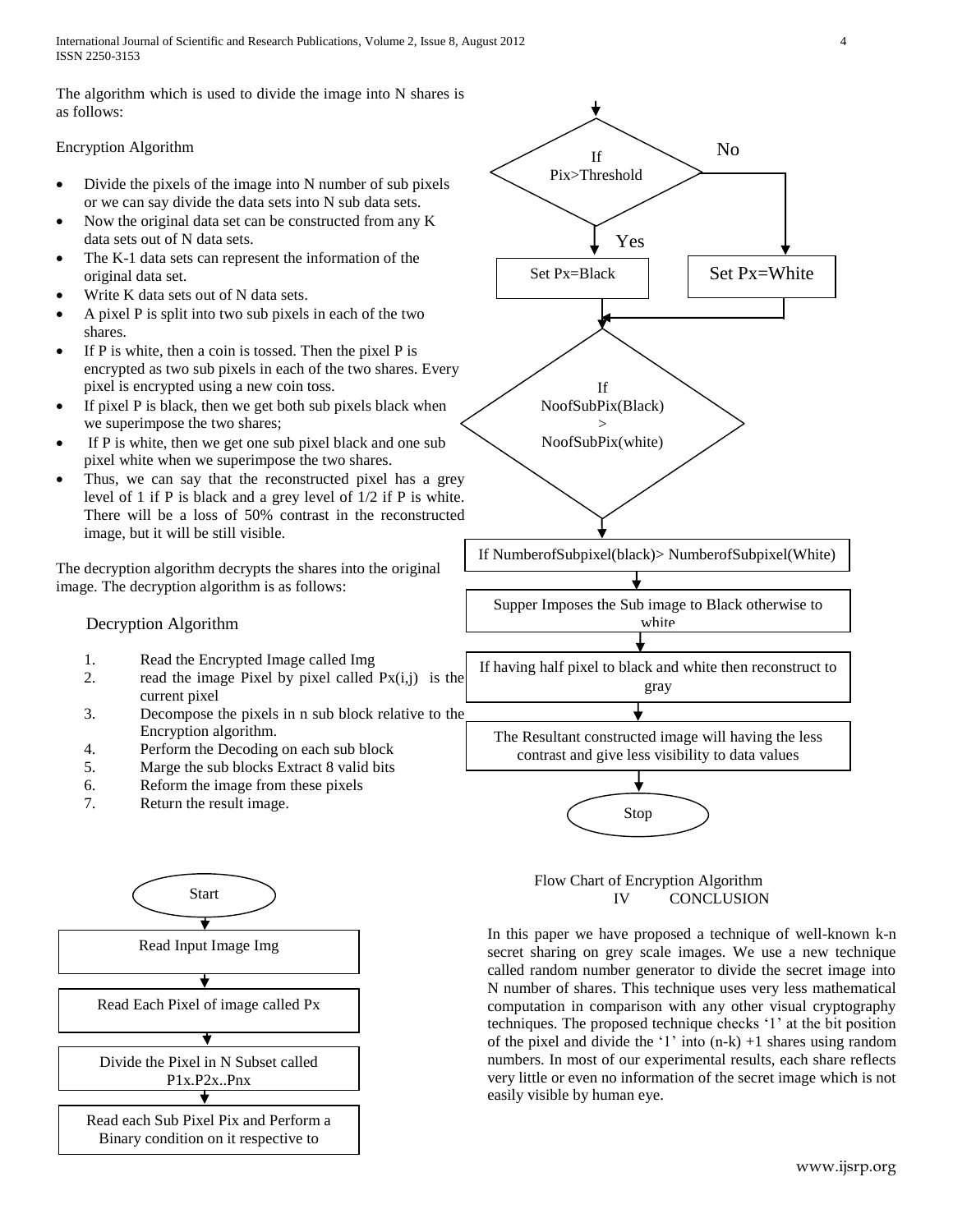The algorithm which is used to divide the image into N shares is as follows:

Encryption Algorithm

- Divide the pixels of the image into N number of sub pixels or we can say divide the data sets into N sub data sets.
- Now the original data set can be constructed from any K data sets out of N data sets.
- The K-1 data sets can represent the information of the original data set.
- Write K data sets out of N data sets.
- A pixel P is split into two sub pixels in each of the two shares.
- If P is white, then a coin is tossed. Then the pixel P is encrypted as two sub pixels in each of the two shares. Every pixel is encrypted using a new coin toss.
- If pixel P is black, then we get both sub pixels black when we superimpose the two shares;
- If P is white, then we get one sub pixel black and one sub pixel white when we superimpose the two shares.
- Thus, we can say that the reconstructed pixel has a grey level of 1 if P is black and a grey level of 1/2 if P is white. There will be a loss of 50% contrast in the reconstructed image, but it will be still visible.

The decryption algorithm decrypts the shares into the original image. The decryption algorithm is as follows:

Decryption Algorithm

1. Read the Encrypted Image called Img
2. read the image Pixel by pixel called Px(i,j) is the current pixel
3. Decompose the pixels in n sub block relative to the Encryption algorithm.
4. Perform the Decoding on each sub block
5. Marge the sub blocks Extract 8 valid bits
6. Reform the image from these pixels
7. Return the result image.

Start

Read Input Image Img

Read Each Pixel of image called Px

Divide the Pixel in N Subset called P1x.P2x..Pnx

Read each Sub Pixel Pix and Perform a Binary condition on it respective to

If Pix>Threshold

Yes: Set Px=Black

No: Set Px=White

If NoofSubPix(Black) > NoofSubPix(white)

If NumberofSubpixel(black)> NumberofSubpixel(White)

Supper Imposes the Sub image to Black otherwise to white

If having half pixel to black and white then reconstruct to gray

The Resultant constructed image will having the less contrast and give less visibility to data values

Stop

Flow Chart of Encryption Algorithm

## IV CONCLUSION

In this paper we have proposed a technique of well-known k-n secret sharing on grey scale images. We use a new technique called random number generator to divide the secret image into N number of shares. This technique uses very less mathematical computation in comparison with any other visual cryptography techniques. The proposed technique checks '1' at the bit position of the pixel and divide the '1' into (n-k) +1 shares using random numbers. In most of our experimental results, each share reflects very little or even no information of the secret image which is not easily visible by human eye.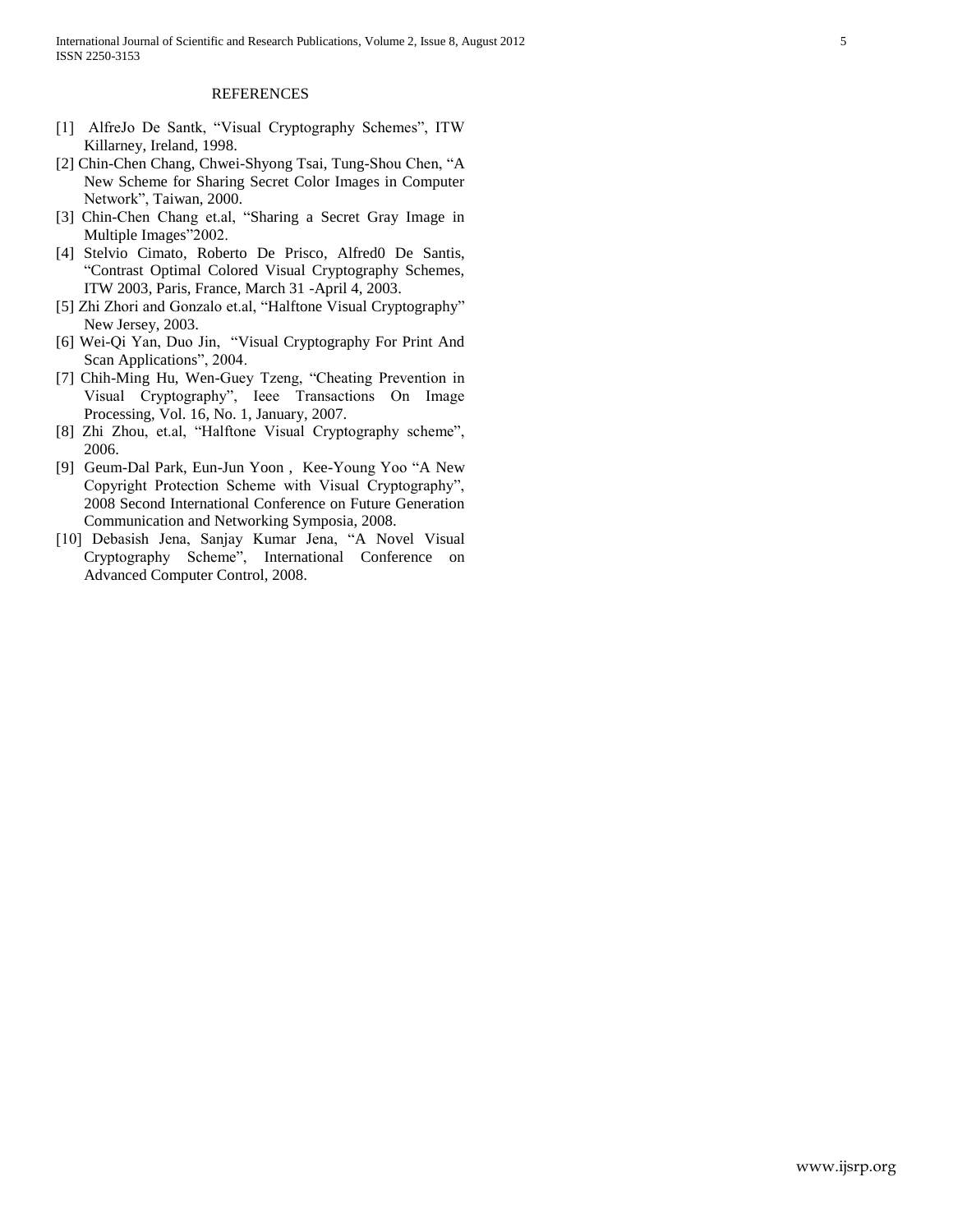## REFERENCES

[1] AlfreJo De Santk, "Visual Cryptography Schemes", ITW Killarney, Ireland, 1998.

[2] Chin-Chen Chang, Chwei-Shyong Tsai, Tung-Shou Chen, "A New Scheme for Sharing Secret Color Images in Computer Network", Taiwan, 2000.

[3] Chin-Chen Chang et.al, "Sharing a Secret Gray Image in Multiple Images"2002.

[4] Stelvio Cimato, Roberto De Prisco, Alfred0 De Santis, "Contrast Optimal Colored Visual Cryptography Schemes, ITW 2003, Paris, France, March 31 -April 4, 2003.

[5] Zhi Zhori and Gonzalo et.al, "Halftone Visual Cryptography" New Jersey, 2003.

[6] Wei-Qi Yan, Duo Jin, "Visual Cryptography For Print And Scan Applications", 2004.

[7] Chih-Ming Hu, Wen-Guey Tzeng, "Cheating Prevention in Visual Cryptography", Ieee Transactions On Image Processing, Vol. 16, No. 1, January, 2007.

[8] Zhi Zhou, et.al, "Halftone Visual Cryptography scheme", 2006.

[9] Geum-Dal Park, Eun-Jun Yoon , Kee-Young Yoo "A New Copyright Protection Scheme with Visual Cryptography", 2008 Second International Conference on Future Generation Communication and Networking Symposia, 2008.

[10] Debasish Jena, Sanjay Kumar Jena, "A Novel Visual Cryptography Scheme", International Conference on Advanced Computer Control, 2008.